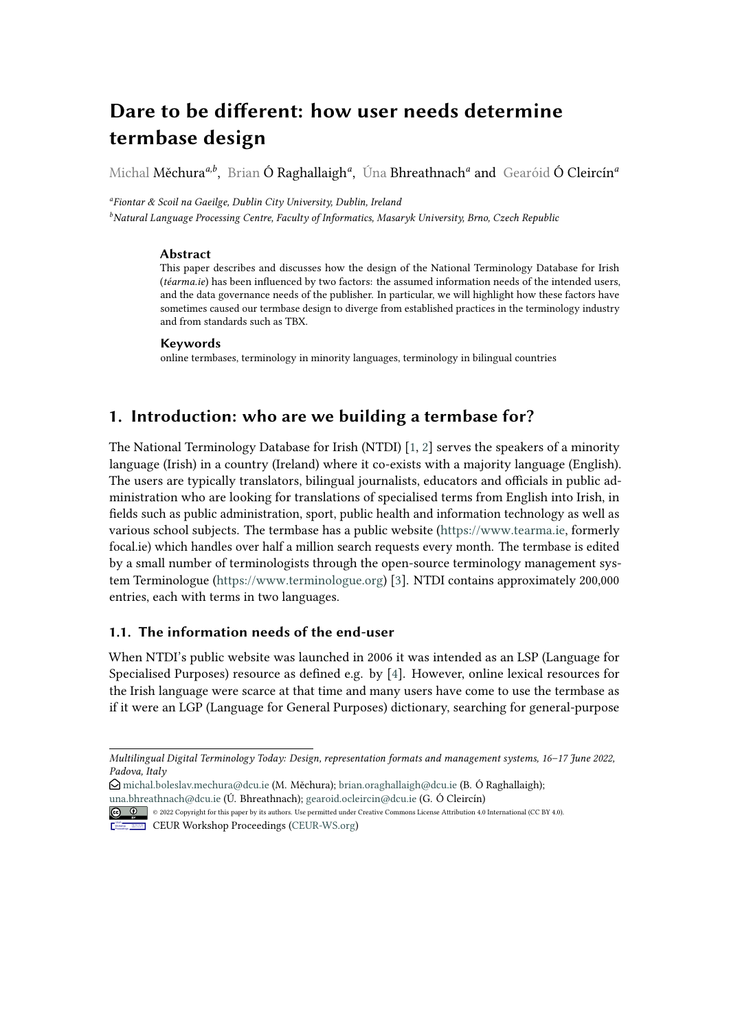# Dare to be different: how user needs determine termbase design

Michal Měchura[a,b], Brian Ó Raghallaigh[a], Úna Bhreathnach[a] and Gearóid Ó Cleircín[a]

[a] *Fiontar & Scoil na Gaeilge, Dublin City University, Dublin, Ireland*

[b] *Natural Language Processing Centre, Faculty of Informatics, Masaryk University, Brno, Czech Republic*

### Abstract

This paper describes and discusses how the design of the National Terminology Database for Irish (*téarma.ie*) has been influenced by two factors: the assumed information needs of the intended users, and the data governance needs of the publisher. In particular, we will highlight how these factors have sometimes caused our termbase design to diverge from established practices in the terminology industry and from standards such as TBX.

### Keywords

online termbases, terminology in minority languages, terminology in bilingual countries

## 1. Introduction: who are we building a termbase for?

The National Terminology Database for Irish (NTDI) [1, 2] serves the speakers of a minority language (Irish) in a country (Ireland) where it co-exists with a majority language (English). The users are typically translators, bilingual journalists, educators and officials in public administration who are looking for translations of specialised terms from English into Irish, in fields such as public administration, sport, public health and information technology as well as various school subjects. The termbase has a public website (https://www.tearma.ie, formerly focal.ie) which handles over half a million search requests every month. The termbase is edited by a small number of terminologists through the open-source terminology management system Terminologue (https://www.terminologue.org) [3]. NTDI contains approximately 200,000 entries, each with terms in two languages.

### 1.1. The information needs of the end-user

When NTDI's public website was launched in 2006 it was intended as an LSP (Language for Specialised Purposes) resource as defined e.g. by [4]. However, online lexical resources for the Irish language were scarce at that time and many users have come to use the termbase as if it were an LGP (Language for General Purposes) dictionary, searching for general-purpose

---

*Multilingual Digital Terminology Today: Design, representation formats and management systems, 16–17 June 2022, Padova, Italy*

michal.boleslav.mechura@dcu.ie (M. Měchura); brian.oraghallaigh@dcu.ie (B. Ó Raghallaigh); una.bhreathnach@dcu.ie (Ú. Bhreathnach); gearoid.ocleircin@dcu.ie (G. Ó Cleircín)

© 2022 Copyright for this paper by its authors. Use permitted under Creative Commons License Attribution 4.0 International (CC BY 4.0).

CEUR Workshop Proceedings (CEUR-WS.org)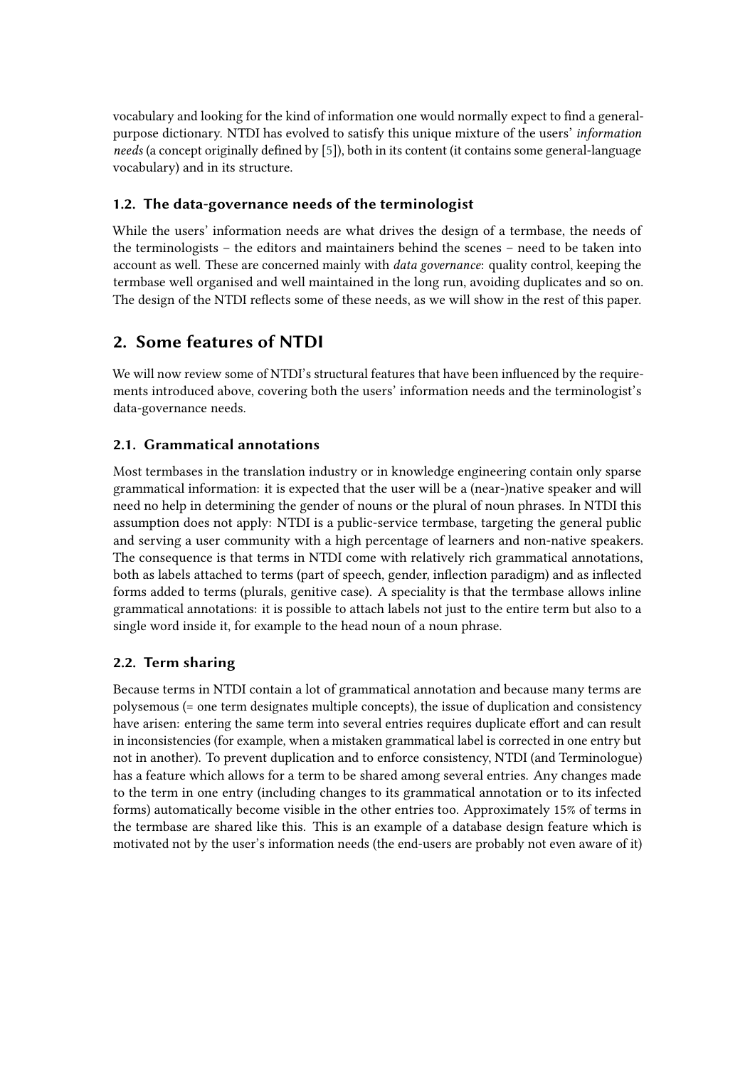vocabulary and looking for the kind of information one would normally expect to find a general-purpose dictionary. NTDI has evolved to satisfy this unique mixture of the users' *information needs* (a concept originally defined by [5]), both in its content (it contains some general-language vocabulary) and in its structure.

### 1.2. The data-governance needs of the terminologist

While the users' information needs are what drives the design of a termbase, the needs of the terminologists – the editors and maintainers behind the scenes – need to be taken into account as well. These are concerned mainly with *data governance*: quality control, keeping the termbase well organised and well maintained in the long run, avoiding duplicates and so on. The design of the NTDI reflects some of these needs, as we will show in the rest of this paper.

## 2. Some features of NTDI

We will now review some of NTDI's structural features that have been influenced by the requirements introduced above, covering both the users' information needs and the terminologist's data-governance needs.

### 2.1. Grammatical annotations

Most termbases in the translation industry or in knowledge engineering contain only sparse grammatical information: it is expected that the user will be a (near-)native speaker and will need no help in determining the gender of nouns or the plural of noun phrases. In NTDI this assumption does not apply: NTDI is a public-service termbase, targeting the general public and serving a user community with a high percentage of learners and non-native speakers. The consequence is that terms in NTDI come with relatively rich grammatical annotations, both as labels attached to terms (part of speech, gender, inflection paradigm) and as inflected forms added to terms (plurals, genitive case). A speciality is that the termbase allows inline grammatical annotations: it is possible to attach labels not just to the entire term but also to a single word inside it, for example to the head noun of a noun phrase.

### 2.2. Term sharing

Because terms in NTDI contain a lot of grammatical annotation and because many terms are polysemous (= one term designates multiple concepts), the issue of duplication and consistency have arisen: entering the same term into several entries requires duplicate effort and can result in inconsistencies (for example, when a mistaken grammatical label is corrected in one entry but not in another). To prevent duplication and to enforce consistency, NTDI (and Terminologue) has a feature which allows for a term to be shared among several entries. Any changes made to the term in one entry (including changes to its grammatical annotation or to its infected forms) automatically become visible in the other entries too. Approximately 15% of terms in the termbase are shared like this. This is an example of a database design feature which is motivated not by the user's information needs (the end-users are probably not even aware of it)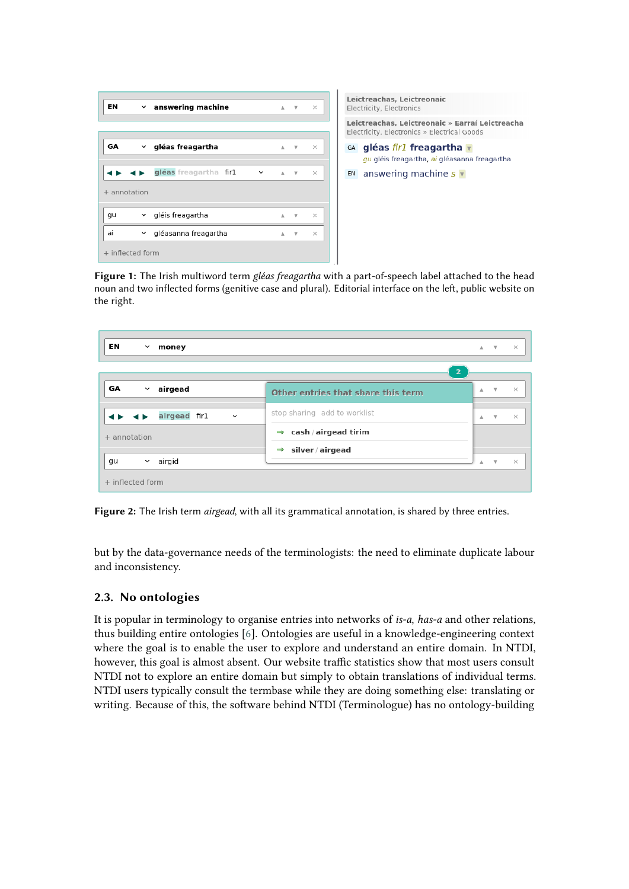**Figure 1:** The Irish multiword term *gléas freagartha* with a part-of-speech label attached to the head noun and two inflected forms (genitive case and plural). Editorial interface on the left, public website on the right.

**Figure 2:** The Irish term *airgead*, with all its grammatical annotation, is shared by three entries.

but by the data-governance needs of the terminologists: the need to eliminate duplicate labour and inconsistency.

## 2.3. No ontologies

It is popular in terminology to organise entries into networks of *is-a*, *has-a* and other relations, thus building entire ontologies [6]. Ontologies are useful in a knowledge-engineering context where the goal is to enable the user to explore and understand an entire domain. In NTDI, however, this goal is almost absent. Our website traffic statistics show that most users consult NTDI not to explore an entire domain but simply to obtain translations of individual terms. NTDI users typically consult the termbase while they are doing something else: translating or writing. Because of this, the software behind NTDI (Terminologue) has no ontology-building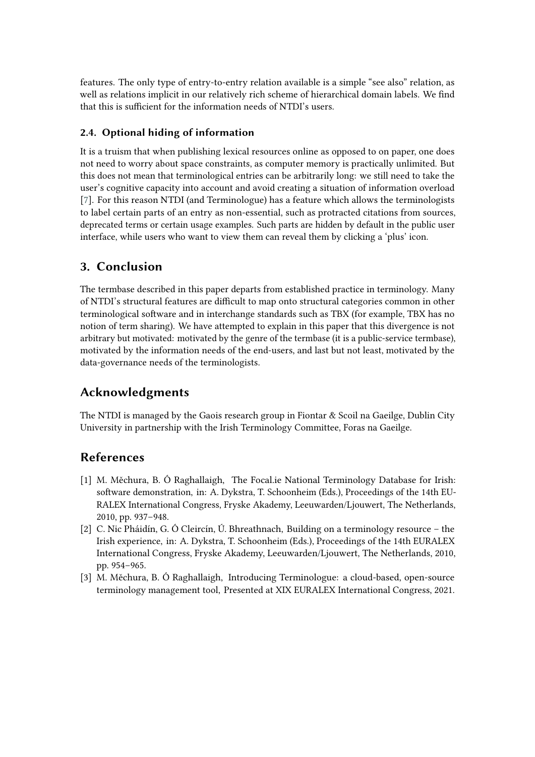features. The only type of entry-to-entry relation available is a simple "see also" relation, as well as relations implicit in our relatively rich scheme of hierarchical domain labels. We find that this is sufficient for the information needs of NTDI's users.

### 2.4. Optional hiding of information

It is a truism that when publishing lexical resources online as opposed to on paper, one does not need to worry about space constraints, as computer memory is practically unlimited. But this does not mean that terminological entries can be arbitrarily long: we still need to take the user's cognitive capacity into account and avoid creating a situation of information overload [7]. For this reason NTDI (and Terminologue) has a feature which allows the terminologists to label certain parts of an entry as non-essential, such as protracted citations from sources, deprecated terms or certain usage examples. Such parts are hidden by default in the public user interface, while users who want to view them can reveal them by clicking a 'plus' icon.

## 3. Conclusion

The termbase described in this paper departs from established practice in terminology. Many of NTDI's structural features are difficult to map onto structural categories common in other terminological software and in interchange standards such as TBX (for example, TBX has no notion of term sharing). We have attempted to explain in this paper that this divergence is not arbitrary but motivated: motivated by the genre of the termbase (it is a public-service termbase), motivated by the information needs of the end-users, and last but not least, motivated by the data-governance needs of the terminologists.

## Acknowledgments

The NTDI is managed by the Gaois research group in Fiontar & Scoil na Gaeilge, Dublin City University in partnership with the Irish Terminology Committee, Foras na Gaeilge.

## References

[1] M. Měchura, B. Ó Raghallaigh, The Focal.ie National Terminology Database for Irish: software demonstration, in: A. Dykstra, T. Schoonheim (Eds.), Proceedings of the 14th EURALEX International Congress, Fryske Akademy, Leeuwarden/Ljouwert, The Netherlands, 2010, pp. 937–948.

[2] C. Nic Pháidín, G. Ó Cleircín, Ú. Bhreathnach, Building on a terminology resource – the Irish experience, in: A. Dykstra, T. Schoonheim (Eds.), Proceedings of the 14th EURALEX International Congress, Fryske Akademy, Leeuwarden/Ljouwert, The Netherlands, 2010, pp. 954–965.

[3] M. Měchura, B. Ó Raghallaigh, Introducing Terminologue: a cloud-based, open-source terminology management tool, Presented at XIX EURALEX International Congress, 2021.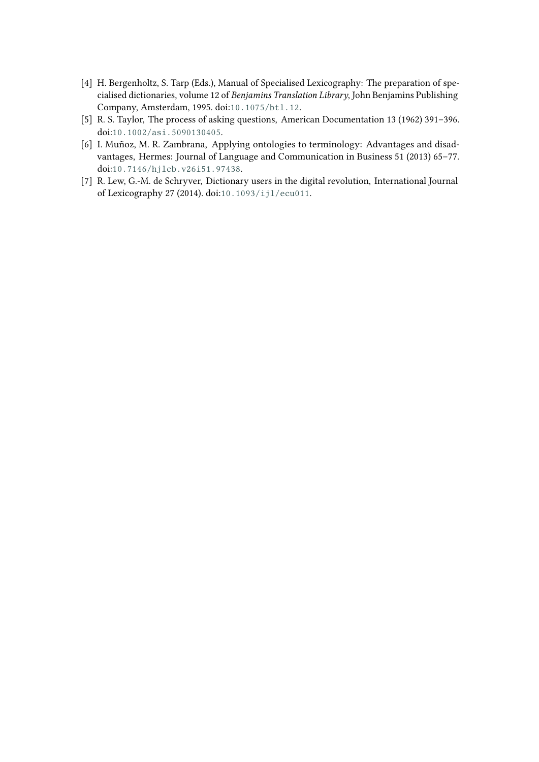[4] H. Bergenholtz, S. Tarp (Eds.), Manual of Specialised Lexicography: The preparation of specialised dictionaries, volume 12 of *Benjamins Translation Library*, John Benjamins Publishing Company, Amsterdam, 1995. doi:10.1075/btl.12.

[5] R. S. Taylor, The process of asking questions, American Documentation 13 (1962) 391–396. doi:10.1002/asi.5090130405.

[6] I. Muñoz, M. R. Zambrana, Applying ontologies to terminology: Advantages and disadvantages, Hermes: Journal of Language and Communication in Business 51 (2013) 65–77. doi:10.7146/hjlcb.v26i51.97438.

[7] R. Lew, G.-M. de Schryver, Dictionary users in the digital revolution, International Journal of Lexicography 27 (2014). doi:10.1093/ijl/ecu011.